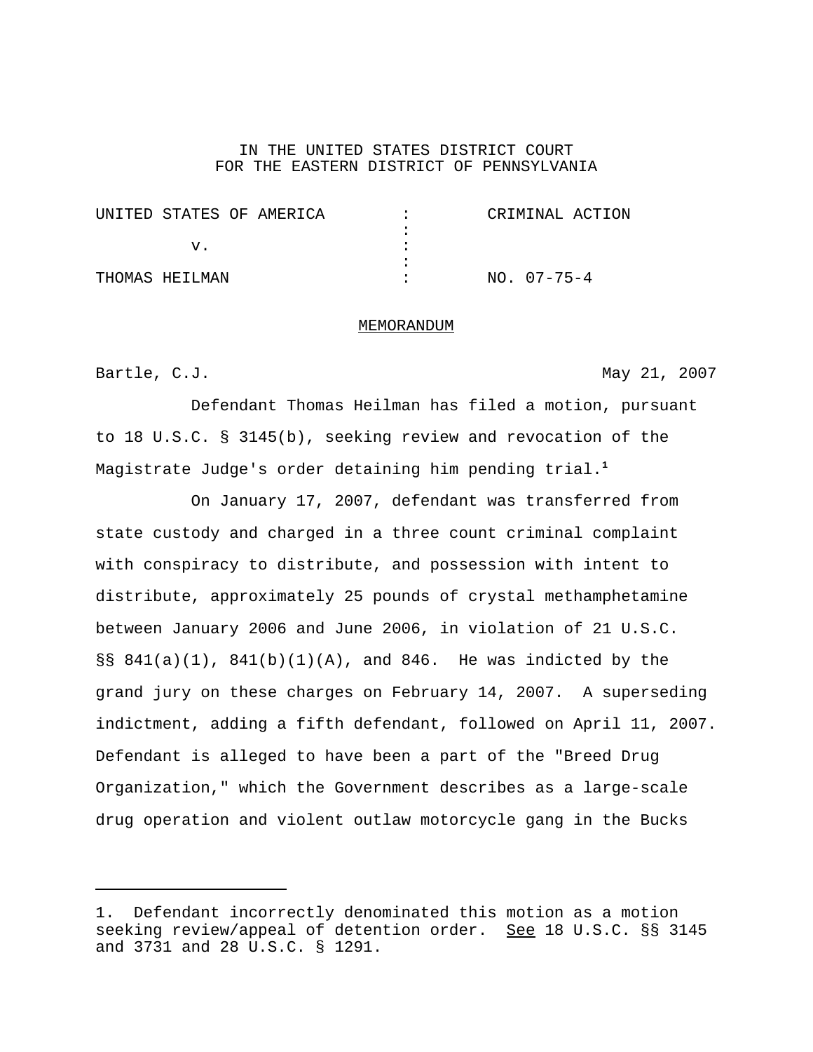IN THE UNITED STATES DISTRICT COURT
FOR THE EASTERN DISTRICT OF PENNSYLVANIA

| | | |
|---|---|---|
| UNITED STATES OF AMERICA | : | CRIMINAL ACTION |
| | : | |
| v. | : | |
| | : | |
| THOMAS HEILMAN | : | NO. 07-75-4 |

MEMORANDUM

Bartle, C.J. May 21, 2007

Defendant Thomas Heilman has filed a motion, pursuant to 18 U.S.C. § 3145(b), seeking review and revocation of the Magistrate Judge's order detaining him pending trial.[1]

On January 17, 2007, defendant was transferred from state custody and charged in a three count criminal complaint with conspiracy to distribute, and possession with intent to distribute, approximately 25 pounds of crystal methamphetamine between January 2006 and June 2006, in violation of 21 U.S.C. §§ 841(a)(1), 841(b)(1)(A), and 846. He was indicted by the grand jury on these charges on February 14, 2007. A superseding indictment, adding a fifth defendant, followed on April 11, 2007. Defendant is alleged to have been a part of the "Breed Drug Organization," which the Government describes as a large-scale drug operation and violent outlaw motorcycle gang in the Bucks

---

1. Defendant incorrectly denominated this motion as a motion seeking review/appeal of detention order. See 18 U.S.C. §§ 3145 and 3731 and 28 U.S.C. § 1291.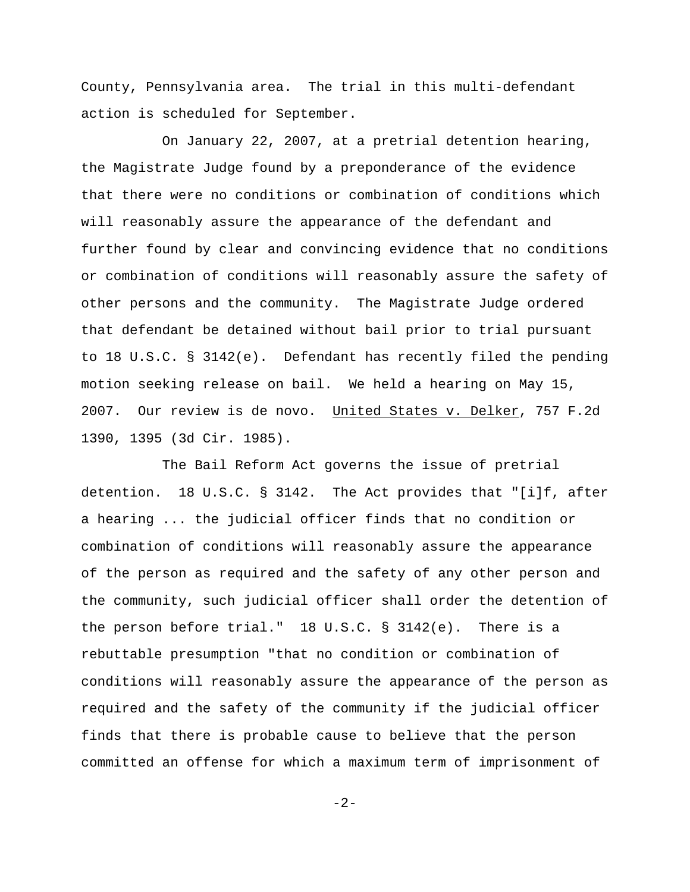County, Pennsylvania area. The trial in this multi-defendant action is scheduled for September.

On January 22, 2007, at a pretrial detention hearing, the Magistrate Judge found by a preponderance of the evidence that there were no conditions or combination of conditions which will reasonably assure the appearance of the defendant and further found by clear and convincing evidence that no conditions or combination of conditions will reasonably assure the safety of other persons and the community. The Magistrate Judge ordered that defendant be detained without bail prior to trial pursuant to 18 U.S.C. § 3142(e). Defendant has recently filed the pending motion seeking release on bail. We held a hearing on May 15, 2007. Our review is de novo. United States v. Delker, 757 F.2d 1390, 1395 (3d Cir. 1985).

The Bail Reform Act governs the issue of pretrial detention. 18 U.S.C. § 3142. The Act provides that "[i]f, after a hearing ... the judicial officer finds that no condition or combination of conditions will reasonably assure the appearance of the person as required and the safety of any other person and the community, such judicial officer shall order the detention of the person before trial." 18 U.S.C. § 3142(e). There is a rebuttable presumption "that no condition or combination of conditions will reasonably assure the appearance of the person as required and the safety of the community if the judicial officer finds that there is probable cause to believe that the person committed an offense for which a maximum term of imprisonment of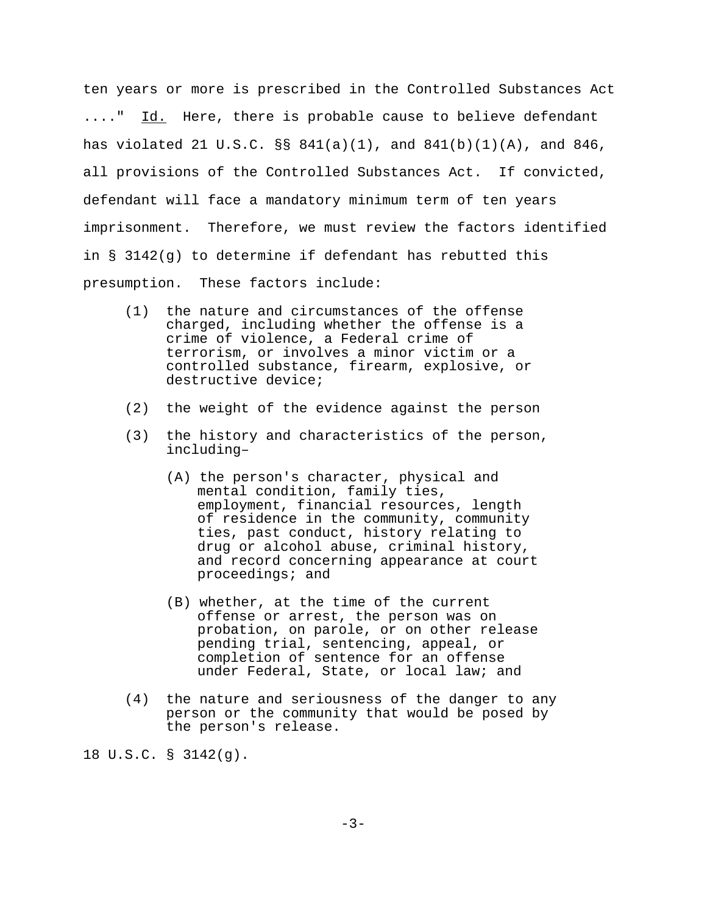ten years or more is prescribed in the Controlled Substances Act ...." Id. Here, there is probable cause to believe defendant has violated 21 U.S.C. §§ 841(a)(1), and 841(b)(1)(A), and 846, all provisions of the Controlled Substances Act. If convicted, defendant will face a mandatory minimum term of ten years imprisonment. Therefore, we must review the factors identified in § 3142(g) to determine if defendant has rebutted this presumption. These factors include:

> (1) the nature and circumstances of the offense charged, including whether the offense is a crime of violence, a Federal crime of terrorism, or involves a minor victim or a controlled substance, firearm, explosive, or destructive device;
>
> (2) the weight of the evidence against the person
>
> (3) the history and characteristics of the person, including–
>
> (A) the person's character, physical and mental condition, family ties, employment, financial resources, length of residence in the community, community ties, past conduct, history relating to drug or alcohol abuse, criminal history, and record concerning appearance at court proceedings; and
>
> (B) whether, at the time of the current offense or arrest, the person was on probation, on parole, or on other release pending trial, sentencing, appeal, or completion of sentence for an offense under Federal, State, or local law; and
>
> (4) the nature and seriousness of the danger to any person or the community that would be posed by the person's release.

18 U.S.C. § 3142(g).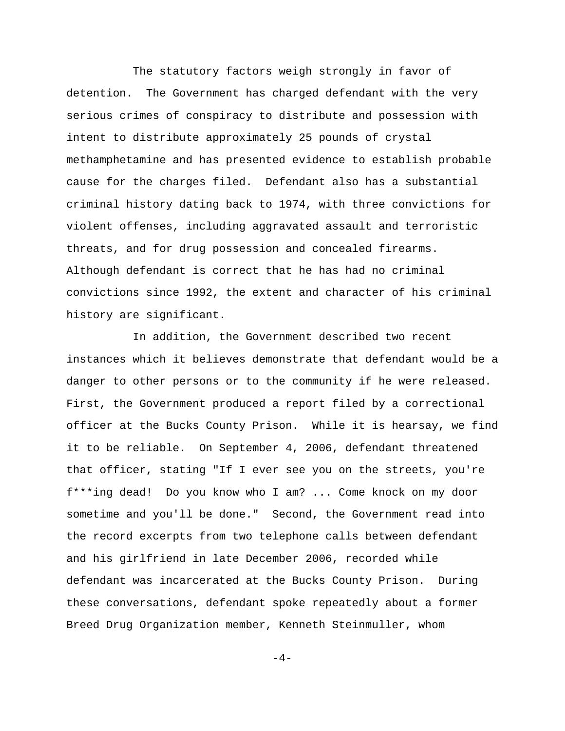The statutory factors weigh strongly in favor of detention. The Government has charged defendant with the very serious crimes of conspiracy to distribute and possession with intent to distribute approximately 25 pounds of crystal methamphetamine and has presented evidence to establish probable cause for the charges filed. Defendant also has a substantial criminal history dating back to 1974, with three convictions for violent offenses, including aggravated assault and terroristic threats, and for drug possession and concealed firearms. Although defendant is correct that he has had no criminal convictions since 1992, the extent and character of his criminal history are significant.

In addition, the Government described two recent instances which it believes demonstrate that defendant would be a danger to other persons or to the community if he were released. First, the Government produced a report filed by a correctional officer at the Bucks County Prison. While it is hearsay, we find it to be reliable. On September 4, 2006, defendant threatened that officer, stating "If I ever see you on the streets, you're f***ing dead! Do you know who I am? ... Come knock on my door sometime and you'll be done." Second, the Government read into the record excerpts from two telephone calls between defendant and his girlfriend in late December 2006, recorded while defendant was incarcerated at the Bucks County Prison. During these conversations, defendant spoke repeatedly about a former Breed Drug Organization member, Kenneth Steinmuller, whom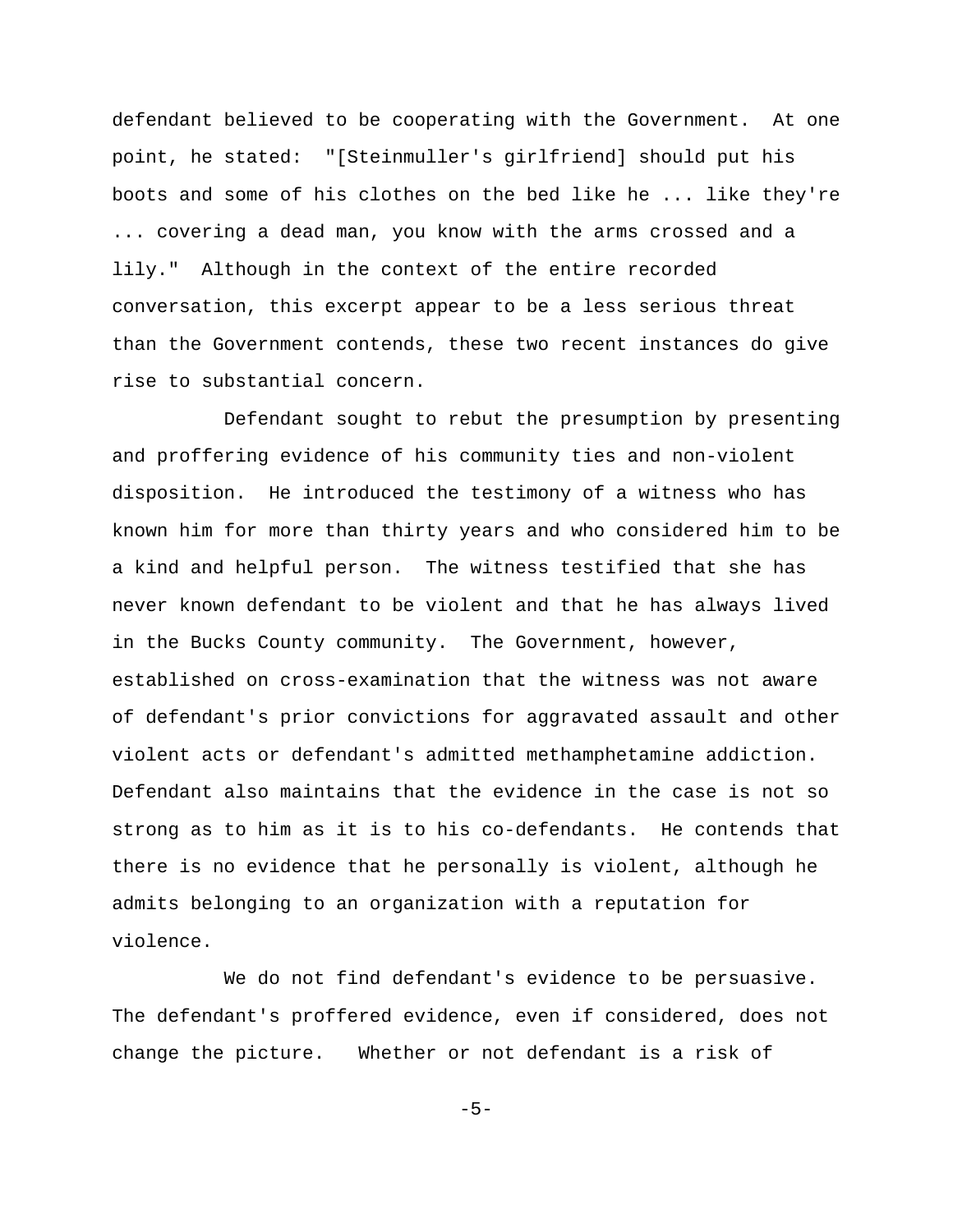defendant believed to be cooperating with the Government. At one point, he stated: "[Steinmuller's girlfriend] should put his boots and some of his clothes on the bed like he ... like they're ... covering a dead man, you know with the arms crossed and a lily." Although in the context of the entire recorded conversation, this excerpt appear to be a less serious threat than the Government contends, these two recent instances do give rise to substantial concern.

Defendant sought to rebut the presumption by presenting and proffering evidence of his community ties and non-violent disposition. He introduced the testimony of a witness who has known him for more than thirty years and who considered him to be a kind and helpful person. The witness testified that she has never known defendant to be violent and that he has always lived in the Bucks County community. The Government, however, established on cross-examination that the witness was not aware of defendant's prior convictions for aggravated assault and other violent acts or defendant's admitted methamphetamine addiction. Defendant also maintains that the evidence in the case is not so strong as to him as it is to his co-defendants. He contends that there is no evidence that he personally is violent, although he admits belonging to an organization with a reputation for violence.

We do not find defendant's evidence to be persuasive. The defendant's proffered evidence, even if considered, does not change the picture. Whether or not defendant is a risk of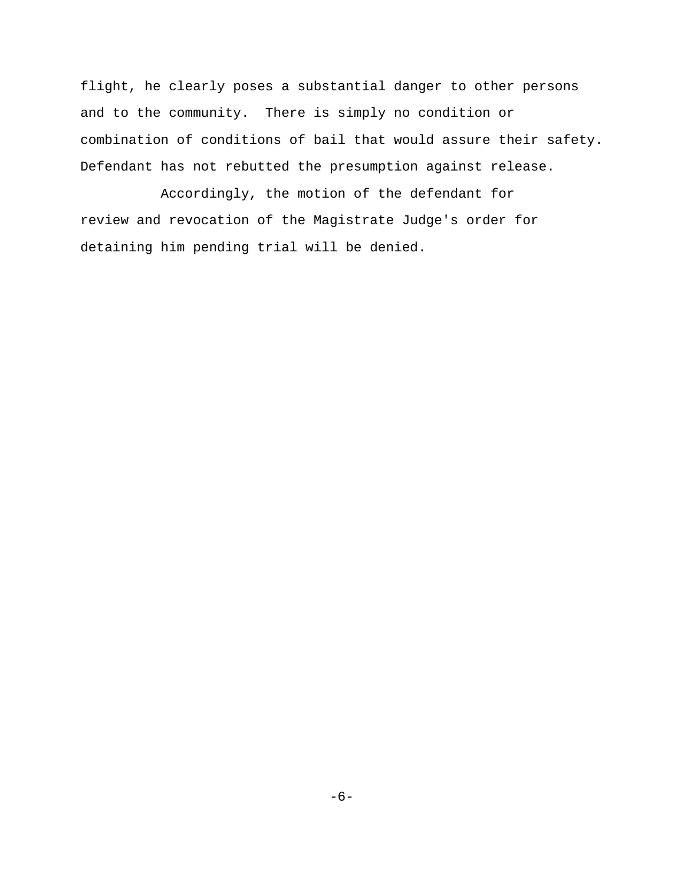flight, he clearly poses a substantial danger to other persons and to the community. There is simply no condition or combination of conditions of bail that would assure their safety. Defendant has not rebutted the presumption against release.

Accordingly, the motion of the defendant for review and revocation of the Magistrate Judge's order for detaining him pending trial will be denied.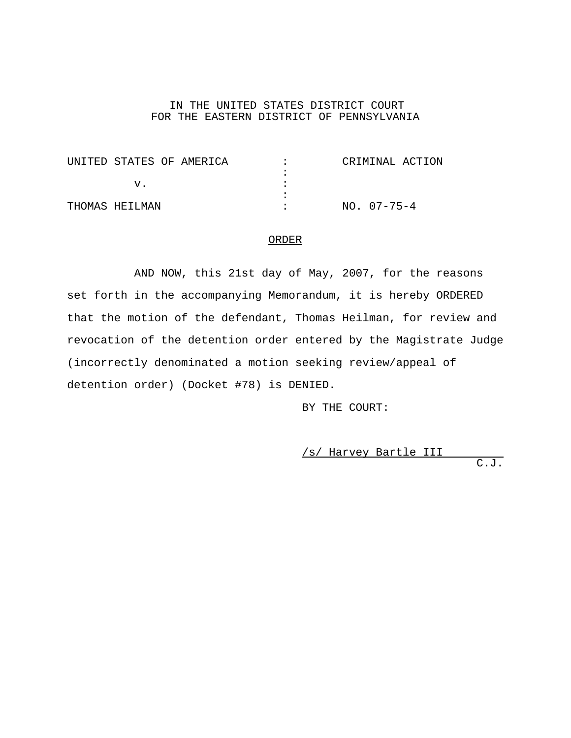IN THE UNITED STATES DISTRICT COURT
FOR THE EASTERN DISTRICT OF PENNSYLVANIA

| | | |
|---|---|---|
| UNITED STATES OF AMERICA | : | CRIMINAL ACTION |
| | : | |
| v. | : | |
| | : | |
| THOMAS HEILMAN | : | NO. 07-75-4 |

ORDER

AND NOW, this 21st day of May, 2007, for the reasons set forth in the accompanying Memorandum, it is hereby ORDERED that the motion of the defendant, Thomas Heilman, for review and revocation of the detention order entered by the Magistrate Judge (incorrectly denominated a motion seeking review/appeal of detention order) (Docket #78) is DENIED.

BY THE COURT:

/s/ Harvey Bartle III
C.J.